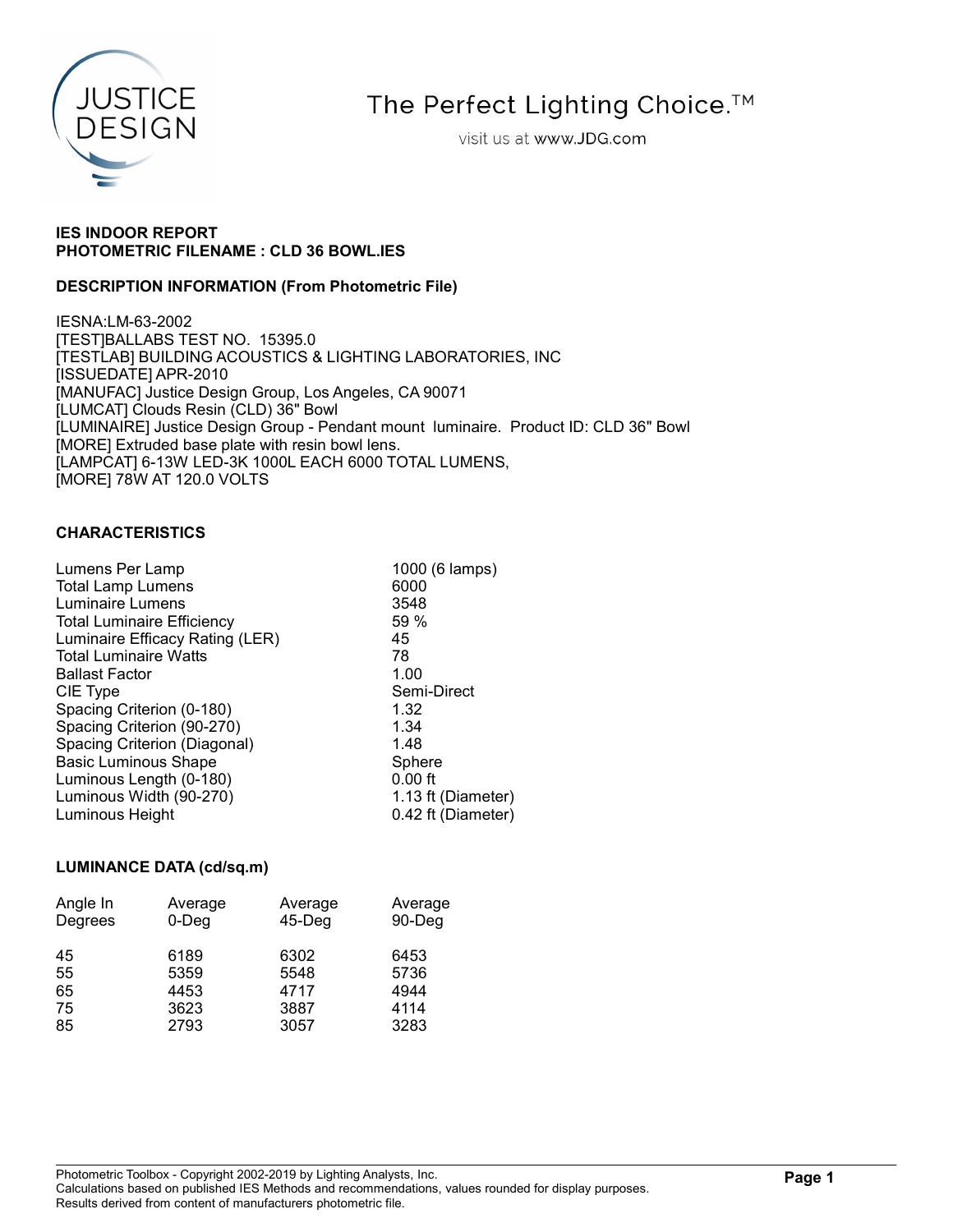JUSTICE DESIGN

The Perfect Lighting Choice.™

visit us at www.JDG.com

**IES INDOOR REPORT**
**PHOTOMETRIC FILENAME : CLD 36 BOWL.IES**

**DESCRIPTION INFORMATION (From Photometric File)**

IESNA:LM-63-2002
[TEST]BALLABS TEST NO. 15395.0
[TESTLAB] BUILDING ACOUSTICS & LIGHTING LABORATORIES, INC
[ISSUEDATE] APR-2010
[MANUFAC] Justice Design Group, Los Angeles, CA 90071
[LUMCAT] Clouds Resin (CLD) 36" Bowl
[LUMINAIRE] Justice Design Group - Pendant mount luminaire. Product ID: CLD 36" Bowl
[MORE] Extruded base plate with resin bowl lens.
[LAMPCAT] 6-13W LED-3K 1000L EACH 6000 TOTAL LUMENS,
[MORE] 78W AT 120.0 VOLTS

**CHARACTERISTICS**

| | |
|---|---|
| Lumens Per Lamp | 1000 (6 lamps) |
| Total Lamp Lumens | 6000 |
| Luminaire Lumens | 3548 |
| Total Luminaire Efficiency | 59 % |
| Luminaire Efficacy Rating (LER) | 45 |
| Total Luminaire Watts | 78 |
| Ballast Factor | 1.00 |
| CIE Type | Semi-Direct |
| Spacing Criterion (0-180) | 1.32 |
| Spacing Criterion (90-270) | 1.34 |
| Spacing Criterion (Diagonal) | 1.48 |
| Basic Luminous Shape | Sphere |
| Luminous Length (0-180) | 0.00 ft |
| Luminous Width (90-270) | 1.13 ft (Diameter) |
| Luminous Height | 0.42 ft (Diameter) |

**LUMINANCE DATA (cd/sq.m)**

| Angle In Degrees | Average 0-Deg | Average 45-Deg | Average 90-Deg |
|---|---|---|---|
| 45 | 6189 | 6302 | 6453 |
| 55 | 5359 | 5548 | 5736 |
| 65 | 4453 | 4717 | 4944 |
| 75 | 3623 | 3887 | 4114 |
| 85 | 2793 | 3057 | 3283 |

Photometric Toolbox - Copyright 2002-2019 by Lighting Analysts, Inc.
Calculations based on published IES Methods and recommendations, values rounded for display purposes.
Results derived from content of manufacturers photometric file.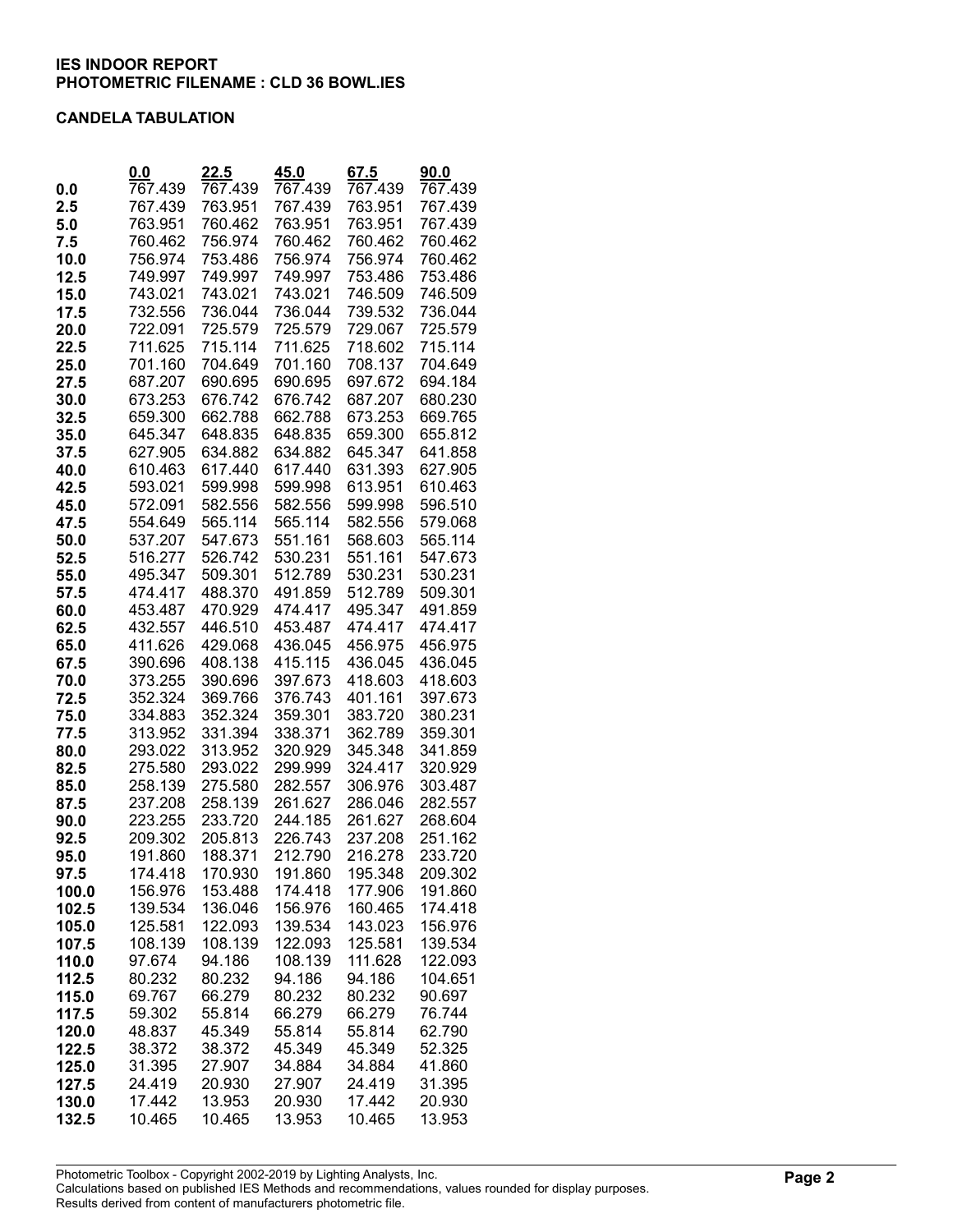**IES INDOOR REPORT**
**PHOTOMETRIC FILENAME : CLD 36 BOWL.IES**

**CANDELA TABULATION**

| | 0.0 | 22.5 | 45.0 | 67.5 | 90.0 |
|---|---|---|---|---|---|
| **0.0** | 767.439 | 767.439 | 767.439 | 767.439 | 767.439 |
| **2.5** | 767.439 | 763.951 | 767.439 | 763.951 | 767.439 |
| **5.0** | 763.951 | 760.462 | 763.951 | 763.951 | 767.439 |
| **7.5** | 760.462 | 756.974 | 760.462 | 760.462 | 760.462 |
| **10.0** | 756.974 | 753.486 | 756.974 | 756.974 | 760.462 |
| **12.5** | 749.997 | 749.997 | 749.997 | 753.486 | 753.486 |
| **15.0** | 743.021 | 743.021 | 743.021 | 746.509 | 746.509 |
| **17.5** | 732.556 | 736.044 | 736.044 | 739.532 | 736.044 |
| **20.0** | 722.091 | 725.579 | 725.579 | 729.067 | 725.579 |
| **22.5** | 711.625 | 715.114 | 711.625 | 718.602 | 715.114 |
| **25.0** | 701.160 | 704.649 | 701.160 | 708.137 | 704.649 |
| **27.5** | 687.207 | 690.695 | 690.695 | 697.672 | 694.184 |
| **30.0** | 673.253 | 676.742 | 676.742 | 687.207 | 680.230 |
| **32.5** | 659.300 | 662.788 | 662.788 | 673.253 | 669.765 |
| **35.0** | 645.347 | 648.835 | 648.835 | 659.300 | 655.812 |
| **37.5** | 627.905 | 634.882 | 634.882 | 645.347 | 641.858 |
| **40.0** | 610.463 | 617.440 | 617.440 | 631.393 | 627.905 |
| **42.5** | 593.021 | 599.998 | 599.998 | 613.951 | 610.463 |
| **45.0** | 572.091 | 582.556 | 582.556 | 599.998 | 596.510 |
| **47.5** | 554.649 | 565.114 | 565.114 | 582.556 | 579.068 |
| **50.0** | 537.207 | 547.673 | 551.161 | 568.603 | 565.114 |
| **52.5** | 516.277 | 526.742 | 530.231 | 551.161 | 547.673 |
| **55.0** | 495.347 | 509.301 | 512.789 | 530.231 | 530.231 |
| **57.5** | 474.417 | 488.370 | 491.859 | 512.789 | 509.301 |
| **60.0** | 453.487 | 470.929 | 474.417 | 495.347 | 491.859 |
| **62.5** | 432.557 | 446.510 | 453.487 | 474.417 | 474.417 |
| **65.0** | 411.626 | 429.068 | 436.045 | 456.975 | 456.975 |
| **67.5** | 390.696 | 408.138 | 415.115 | 436.045 | 436.045 |
| **70.0** | 373.255 | 390.696 | 397.673 | 418.603 | 418.603 |
| **72.5** | 352.324 | 369.766 | 376.743 | 401.161 | 397.673 |
| **75.0** | 334.883 | 352.324 | 359.301 | 383.720 | 380.231 |
| **77.5** | 313.952 | 331.394 | 338.371 | 362.789 | 359.301 |
| **80.0** | 293.022 | 313.952 | 320.929 | 345.348 | 341.859 |
| **82.5** | 275.580 | 293.022 | 299.999 | 324.417 | 320.929 |
| **85.0** | 258.139 | 275.580 | 282.557 | 306.976 | 303.487 |
| **87.5** | 237.208 | 258.139 | 261.627 | 286.046 | 282.557 |
| **90.0** | 223.255 | 233.720 | 244.185 | 261.627 | 268.604 |
| **92.5** | 209.302 | 205.813 | 226.743 | 237.208 | 251.162 |
| **95.0** | 191.860 | 188.371 | 212.790 | 216.278 | 233.720 |
| **97.5** | 174.418 | 170.930 | 191.860 | 195.348 | 209.302 |
| **100.0** | 156.976 | 153.488 | 174.418 | 177.906 | 191.860 |
| **102.5** | 139.534 | 136.046 | 156.976 | 160.465 | 174.418 |
| **105.0** | 125.581 | 122.093 | 139.534 | 143.023 | 156.976 |
| **107.5** | 108.139 | 108.139 | 122.093 | 125.581 | 139.534 |
| **110.0** | 97.674 | 94.186 | 108.139 | 111.628 | 122.093 |
| **112.5** | 80.232 | 80.232 | 94.186 | 94.186 | 104.651 |
| **115.0** | 69.767 | 66.279 | 80.232 | 80.232 | 90.697 |
| **117.5** | 59.302 | 55.814 | 66.279 | 66.279 | 76.744 |
| **120.0** | 48.837 | 45.349 | 55.814 | 55.814 | 62.790 |
| **122.5** | 38.372 | 38.372 | 45.349 | 45.349 | 52.325 |
| **125.0** | 31.395 | 27.907 | 34.884 | 34.884 | 41.860 |
| **127.5** | 24.419 | 20.930 | 27.907 | 24.419 | 31.395 |
| **130.0** | 17.442 | 13.953 | 20.930 | 17.442 | 20.930 |
| **132.5** | 10.465 | 10.465 | 13.953 | 10.465 | 13.953 |

Photometric Toolbox - Copyright 2002-2019 by Lighting Analysts, Inc.
Calculations based on published IES Methods and recommendations, values rounded for display purposes.
Results derived from content of manufacturers photometric file.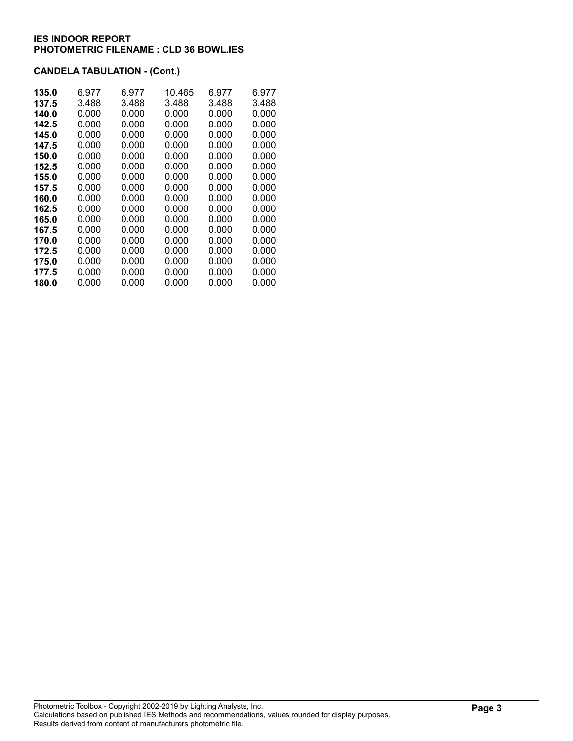**IES INDOOR REPORT**
**PHOTOMETRIC FILENAME : CLD 36 BOWL.IES**

**CANDELA TABULATION - (Cont.)**

| | | | | | |
|---|---|---|---|---|---|
| **135.0** | 6.977 | 6.977 | 10.465 | 6.977 | 6.977 |
| **137.5** | 3.488 | 3.488 | 3.488 | 3.488 | 3.488 |
| **140.0** | 0.000 | 0.000 | 0.000 | 0.000 | 0.000 |
| **142.5** | 0.000 | 0.000 | 0.000 | 0.000 | 0.000 |
| **145.0** | 0.000 | 0.000 | 0.000 | 0.000 | 0.000 |
| **147.5** | 0.000 | 0.000 | 0.000 | 0.000 | 0.000 |
| **150.0** | 0.000 | 0.000 | 0.000 | 0.000 | 0.000 |
| **152.5** | 0.000 | 0.000 | 0.000 | 0.000 | 0.000 |
| **155.0** | 0.000 | 0.000 | 0.000 | 0.000 | 0.000 |
| **157.5** | 0.000 | 0.000 | 0.000 | 0.000 | 0.000 |
| **160.0** | 0.000 | 0.000 | 0.000 | 0.000 | 0.000 |
| **162.5** | 0.000 | 0.000 | 0.000 | 0.000 | 0.000 |
| **165.0** | 0.000 | 0.000 | 0.000 | 0.000 | 0.000 |
| **167.5** | 0.000 | 0.000 | 0.000 | 0.000 | 0.000 |
| **170.0** | 0.000 | 0.000 | 0.000 | 0.000 | 0.000 |
| **172.5** | 0.000 | 0.000 | 0.000 | 0.000 | 0.000 |
| **175.0** | 0.000 | 0.000 | 0.000 | 0.000 | 0.000 |
| **177.5** | 0.000 | 0.000 | 0.000 | 0.000 | 0.000 |
| **180.0** | 0.000 | 0.000 | 0.000 | 0.000 | 0.000 |

Photometric Toolbox - Copyright 2002-2019 by Lighting Analysts, Inc.
Calculations based on published IES Methods and recommendations, values rounded for display purposes.
Results derived from content of manufacturers photometric file.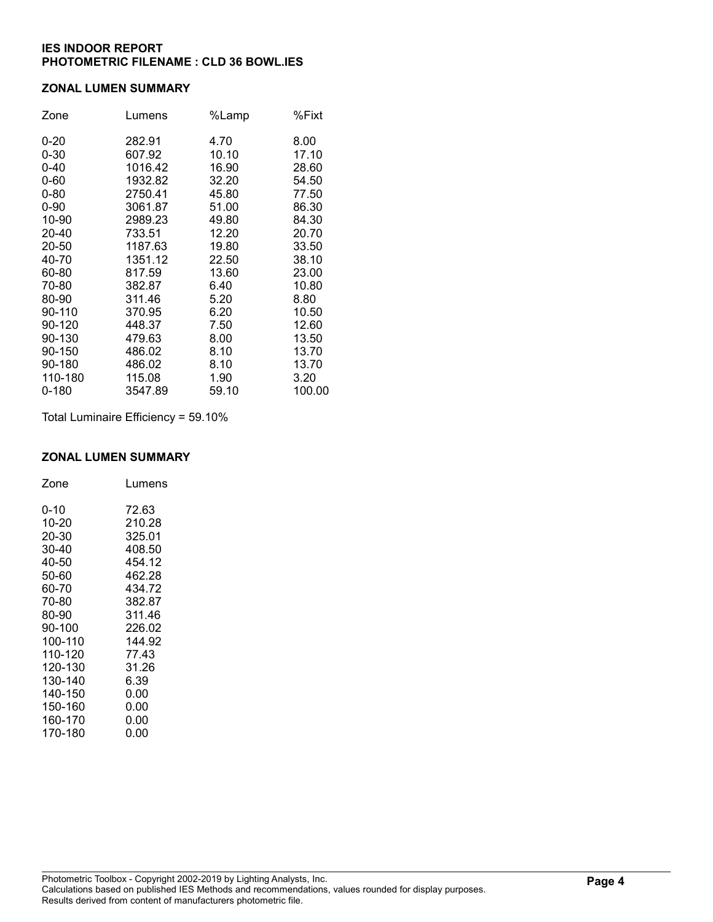**IES INDOOR REPORT**
**PHOTOMETRIC FILENAME : CLD 36 BOWL.IES**

## ZONAL LUMEN SUMMARY

| Zone | Lumens | %Lamp | %Fixt |
|---|---|---|---|
| 0-20 | 282.91 | 4.70 | 8.00 |
| 0-30 | 607.92 | 10.10 | 17.10 |
| 0-40 | 1016.42 | 16.90 | 28.60 |
| 0-60 | 1932.82 | 32.20 | 54.50 |
| 0-80 | 2750.41 | 45.80 | 77.50 |
| 0-90 | 3061.87 | 51.00 | 86.30 |
| 10-90 | 2989.23 | 49.80 | 84.30 |
| 20-40 | 733.51 | 12.20 | 20.70 |
| 20-50 | 1187.63 | 19.80 | 33.50 |
| 40-70 | 1351.12 | 22.50 | 38.10 |
| 60-80 | 817.59 | 13.60 | 23.00 |
| 70-80 | 382.87 | 6.40 | 10.80 |
| 80-90 | 311.46 | 5.20 | 8.80 |
| 90-110 | 370.95 | 6.20 | 10.50 |
| 90-120 | 448.37 | 7.50 | 12.60 |
| 90-130 | 479.63 | 8.00 | 13.50 |
| 90-150 | 486.02 | 8.10 | 13.70 |
| 90-180 | 486.02 | 8.10 | 13.70 |
| 110-180 | 115.08 | 1.90 | 3.20 |
| 0-180 | 3547.89 | 59.10 | 100.00 |

Total Luminaire Efficiency = 59.10%

## ZONAL LUMEN SUMMARY

| Zone | Lumens |
|---|---|
| 0-10 | 72.63 |
| 10-20 | 210.28 |
| 20-30 | 325.01 |
| 30-40 | 408.50 |
| 40-50 | 454.12 |
| 50-60 | 462.28 |
| 60-70 | 434.72 |
| 70-80 | 382.87 |
| 80-90 | 311.46 |
| 90-100 | 226.02 |
| 100-110 | 144.92 |
| 110-120 | 77.43 |
| 120-130 | 31.26 |
| 130-140 | 6.39 |
| 140-150 | 0.00 |
| 150-160 | 0.00 |
| 160-170 | 0.00 |
| 170-180 | 0.00 |

Photometric Toolbox - Copyright 2002-2019 by Lighting Analysts, Inc.
Calculations based on published IES Methods and recommendations, values rounded for display purposes.
Results derived from content of manufacturers photometric file.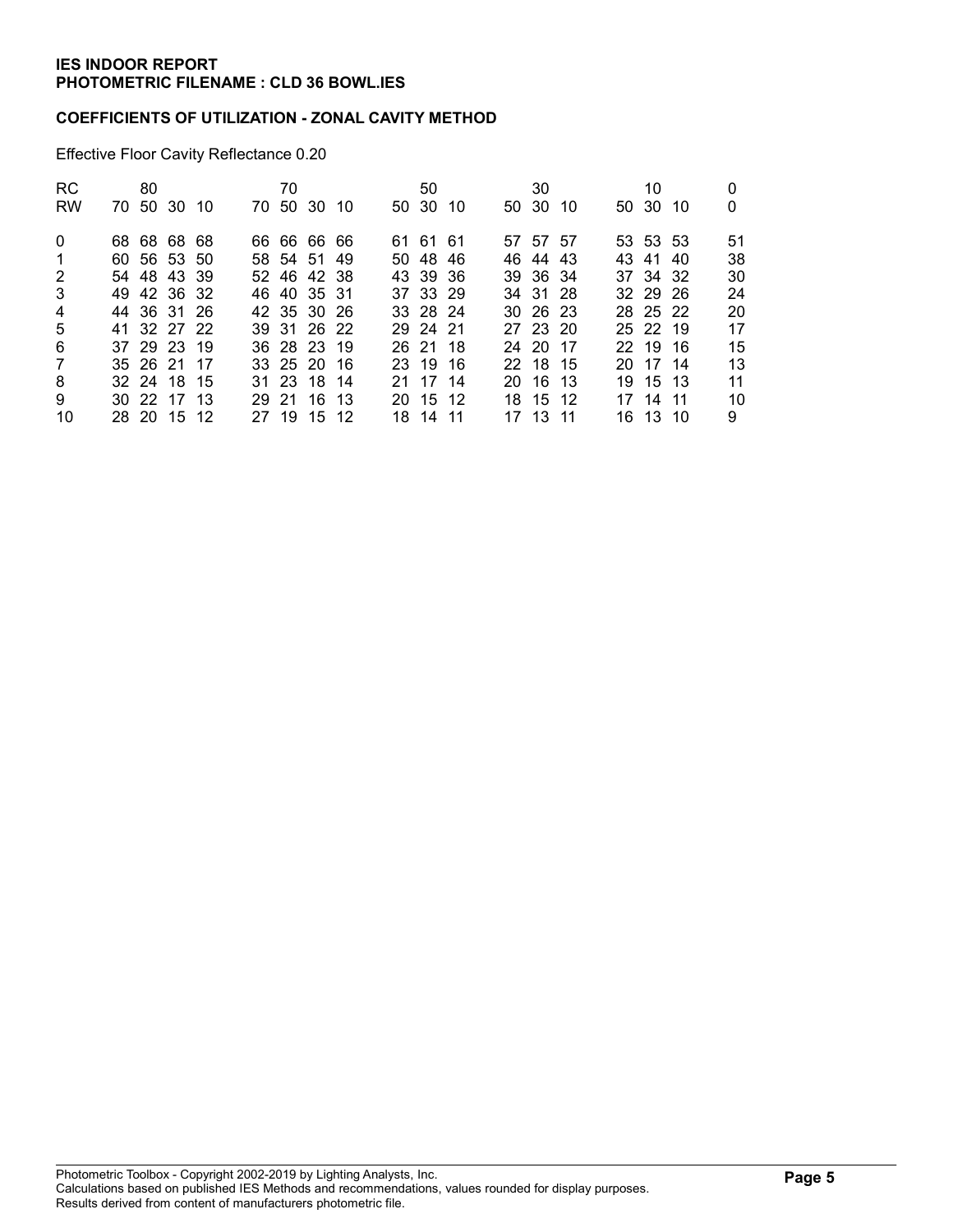**IES INDOOR REPORT**
**PHOTOMETRIC FILENAME : CLD 36 BOWL.IES**

**COEFFICIENTS OF UTILIZATION - ZONAL CAVITY METHOD**

Effective Floor Cavity Reflectance 0.20

| RC | 80 | | | | 70 | | | | 50 | | | 30 | | | 10 | | | 0 |
|---|---|---|---|---|---|---|---|---|---|---|---|---|---|---|---|---|---|---|
| RW | 70 | 50 | 30 | 10 | 70 | 50 | 30 | 10 | 50 | 30 | 10 | 50 | 30 | 10 | 50 | 30 | 10 | 0 |
| 0 | 68 | 68 | 68 | 68 | 66 | 66 | 66 | 66 | 61 | 61 | 61 | 57 | 57 | 57 | 53 | 53 | 53 | 51 |
| 1 | 60 | 56 | 53 | 50 | 58 | 54 | 51 | 49 | 50 | 48 | 46 | 46 | 44 | 43 | 43 | 41 | 40 | 38 |
| 2 | 54 | 48 | 43 | 39 | 52 | 46 | 42 | 38 | 43 | 39 | 36 | 39 | 36 | 34 | 37 | 34 | 32 | 30 |
| 3 | 49 | 42 | 36 | 32 | 46 | 40 | 35 | 31 | 37 | 33 | 29 | 34 | 31 | 28 | 32 | 29 | 26 | 24 |
| 4 | 44 | 36 | 31 | 26 | 42 | 35 | 30 | 26 | 33 | 28 | 24 | 30 | 26 | 23 | 28 | 25 | 22 | 20 |
| 5 | 41 | 32 | 27 | 22 | 39 | 31 | 26 | 22 | 29 | 24 | 21 | 27 | 23 | 20 | 25 | 22 | 19 | 17 |
| 6 | 37 | 29 | 23 | 19 | 36 | 28 | 23 | 19 | 26 | 21 | 18 | 24 | 20 | 17 | 22 | 19 | 16 | 15 |
| 7 | 35 | 26 | 21 | 17 | 33 | 25 | 20 | 16 | 23 | 19 | 16 | 22 | 18 | 15 | 20 | 17 | 14 | 13 |
| 8 | 32 | 24 | 18 | 15 | 31 | 23 | 18 | 14 | 21 | 17 | 14 | 20 | 16 | 13 | 19 | 15 | 13 | 11 |
| 9 | 30 | 22 | 17 | 13 | 29 | 21 | 16 | 13 | 20 | 15 | 12 | 18 | 15 | 12 | 17 | 14 | 11 | 10 |
| 10 | 28 | 20 | 15 | 12 | 27 | 19 | 15 | 12 | 18 | 14 | 11 | 17 | 13 | 11 | 16 | 13 | 10 | 9 |

Photometric Toolbox - Copyright 2002-2019 by Lighting Analysts, Inc.
Calculations based on published IES Methods and recommendations, values rounded for display purposes.
Results derived from content of manufacturers photometric file.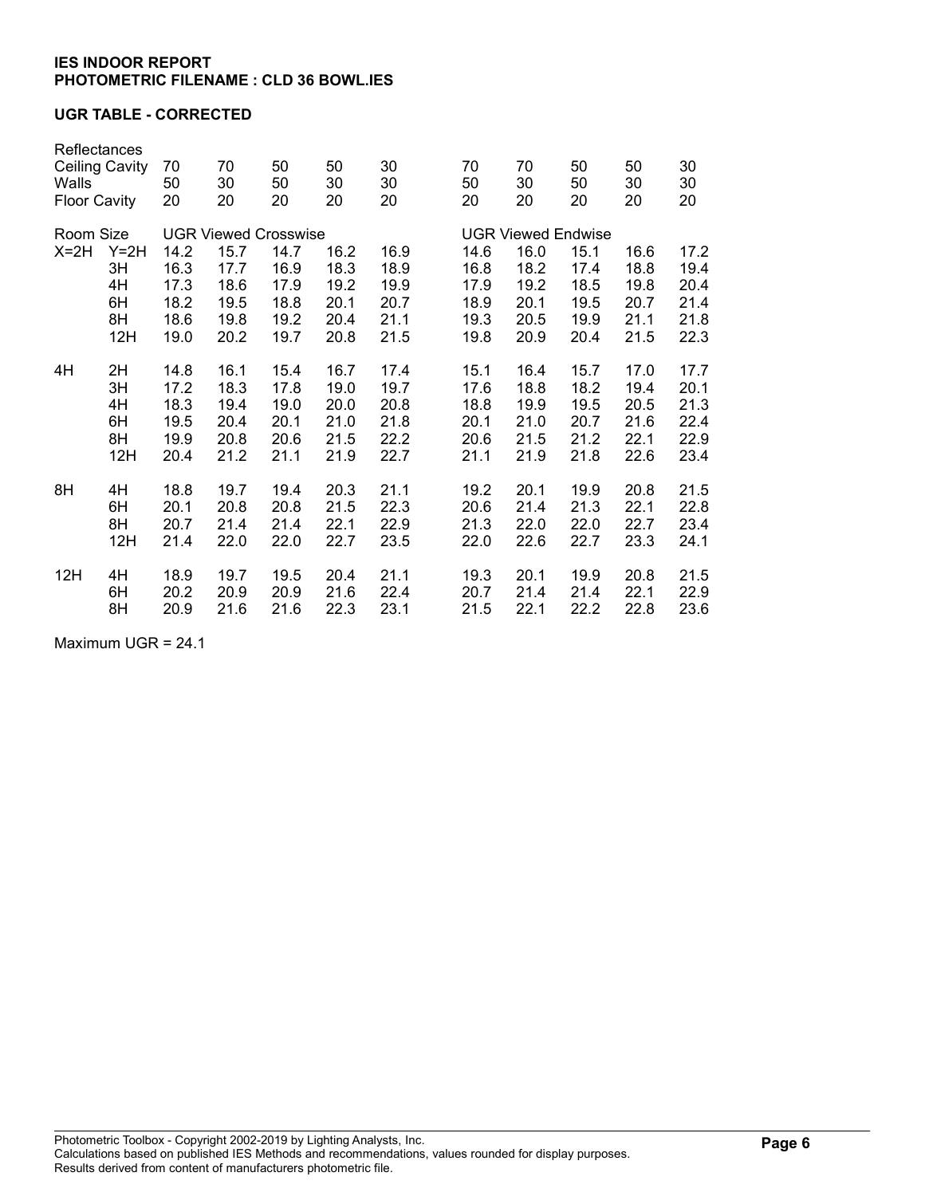**IES INDOOR REPORT**
**PHOTOMETRIC FILENAME : CLD 36 BOWL.IES**

**UGR TABLE - CORRECTED**

| Reflectances | | | | | | | | | | | |
|---|---|---|---|---|---|---|---|---|---|---|---|
| Ceiling Cavity | | 70 | 70 | 50 | 50 | 30 | 70 | 70 | 50 | 50 | 30 |
| Walls | | 50 | 30 | 50 | 30 | 30 | 50 | 30 | 50 | 30 | 30 |
| Floor Cavity | | 20 | 20 | 20 | 20 | 20 | 20 | 20 | 20 | 20 | 20 |
| Room Size | | UGR Viewed Crosswise | | | | | UGR Viewed Endwise | | | | |
| X=2H | Y=2H | 14.2 | 15.7 | 14.7 | 16.2 | 16.9 | 14.6 | 16.0 | 15.1 | 16.6 | 17.2 |
| | 3H | 16.3 | 17.7 | 16.9 | 18.3 | 18.9 | 16.8 | 18.2 | 17.4 | 18.8 | 19.4 |
| | 4H | 17.3 | 18.6 | 17.9 | 19.2 | 19.9 | 17.9 | 19.2 | 18.5 | 19.8 | 20.4 |
| | 6H | 18.2 | 19.5 | 18.8 | 20.1 | 20.7 | 18.9 | 20.1 | 19.5 | 20.7 | 21.4 |
| | 8H | 18.6 | 19.8 | 19.2 | 20.4 | 21.1 | 19.3 | 20.5 | 19.9 | 21.1 | 21.8 |
| | 12H | 19.0 | 20.2 | 19.7 | 20.8 | 21.5 | 19.8 | 20.9 | 20.4 | 21.5 | 22.3 |
| 4H | 2H | 14.8 | 16.1 | 15.4 | 16.7 | 17.4 | 15.1 | 16.4 | 15.7 | 17.0 | 17.7 |
| | 3H | 17.2 | 18.3 | 17.8 | 19.0 | 19.7 | 17.6 | 18.8 | 18.2 | 19.4 | 20.1 |
| | 4H | 18.3 | 19.4 | 19.0 | 20.0 | 20.8 | 18.8 | 19.9 | 19.5 | 20.5 | 21.3 |
| | 6H | 19.5 | 20.4 | 20.1 | 21.0 | 21.8 | 20.1 | 21.0 | 20.7 | 21.6 | 22.4 |
| | 8H | 19.9 | 20.8 | 20.6 | 21.5 | 22.2 | 20.6 | 21.5 | 21.2 | 22.1 | 22.9 |
| | 12H | 20.4 | 21.2 | 21.1 | 21.9 | 22.7 | 21.1 | 21.9 | 21.8 | 22.6 | 23.4 |
| 8H | 4H | 18.8 | 19.7 | 19.4 | 20.3 | 21.1 | 19.2 | 20.1 | 19.9 | 20.8 | 21.5 |
| | 6H | 20.1 | 20.8 | 20.8 | 21.5 | 22.3 | 20.6 | 21.4 | 21.3 | 22.1 | 22.8 |
| | 8H | 20.7 | 21.4 | 21.4 | 22.1 | 22.9 | 21.3 | 22.0 | 22.0 | 22.7 | 23.4 |
| | 12H | 21.4 | 22.0 | 22.0 | 22.7 | 23.5 | 22.0 | 22.6 | 22.7 | 23.3 | 24.1 |
| 12H | 4H | 18.9 | 19.7 | 19.5 | 20.4 | 21.1 | 19.3 | 20.1 | 19.9 | 20.8 | 21.5 |
| | 6H | 20.2 | 20.9 | 20.9 | 21.6 | 22.4 | 20.7 | 21.4 | 21.4 | 22.1 | 22.9 |
| | 8H | 20.9 | 21.6 | 21.6 | 22.3 | 23.1 | 21.5 | 22.1 | 22.2 | 22.8 | 23.6 |

Maximum UGR = 24.1

Photometric Toolbox - Copyright 2002-2019 by Lighting Analysts, Inc.
Calculations based on published IES Methods and recommendations, values rounded for display purposes.
Results derived from content of manufacturers photometric file.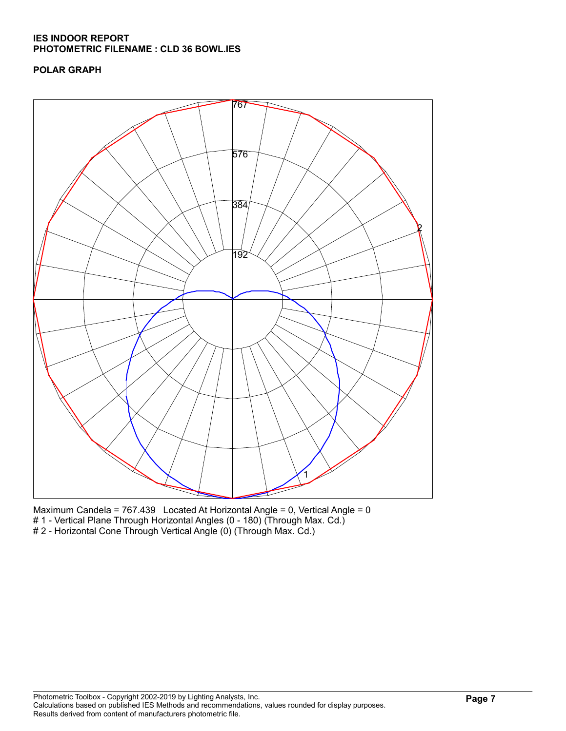**IES INDOOR REPORT**
**PHOTOMETRIC FILENAME : CLD 36 BOWL.IES**

**POLAR GRAPH**

767
576
384
192
2
1

Maximum Candela = 767.439 Located At Horizontal Angle = 0, Vertical Angle = 0
# 1 - Vertical Plane Through Horizontal Angles (0 - 180) (Through Max. Cd.)
# 2 - Horizontal Cone Through Vertical Angle (0) (Through Max. Cd.)

Photometric Toolbox - Copyright 2002-2019 by Lighting Analysts, Inc.
Calculations based on published IES Methods and recommendations, values rounded for display purposes.
Results derived from content of manufacturers photometric file.